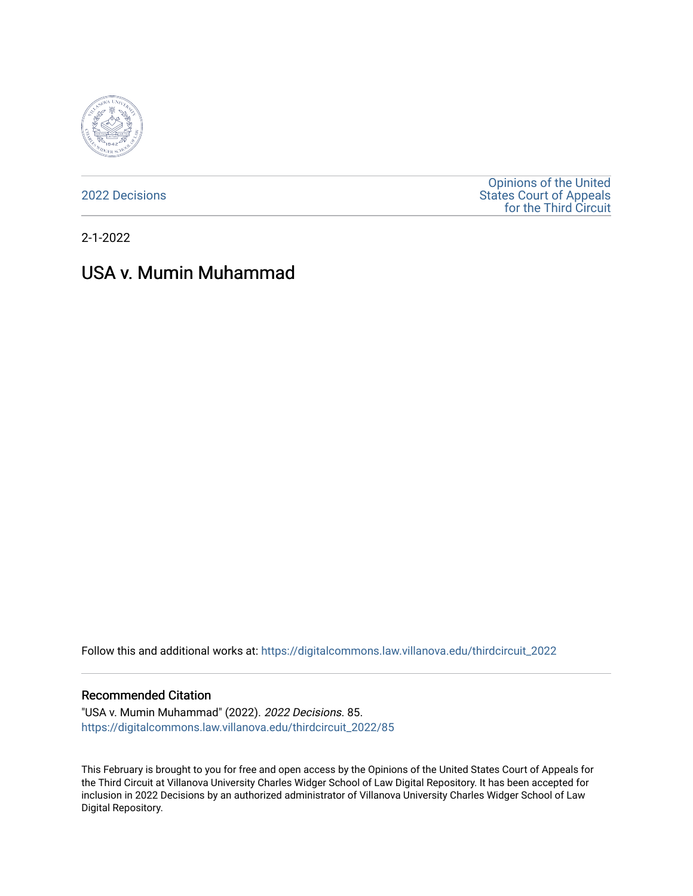2022 Decisions

Opinions of the United States Court of Appeals for the Third Circuit

2-1-2022

# USA v. Mumin Muhammad

Follow this and additional works at: https://digitalcommons.law.villanova.edu/thirdcircuit_2022

## Recommended Citation

"USA v. Mumin Muhammad" (2022). *2022 Decisions*. 85.
https://digitalcommons.law.villanova.edu/thirdcircuit_2022/85

This February is brought to you for free and open access by the Opinions of the United States Court of Appeals for the Third Circuit at Villanova University Charles Widger School of Law Digital Repository. It has been accepted for inclusion in 2022 Decisions by an authorized administrator of Villanova University Charles Widger School of Law Digital Repository.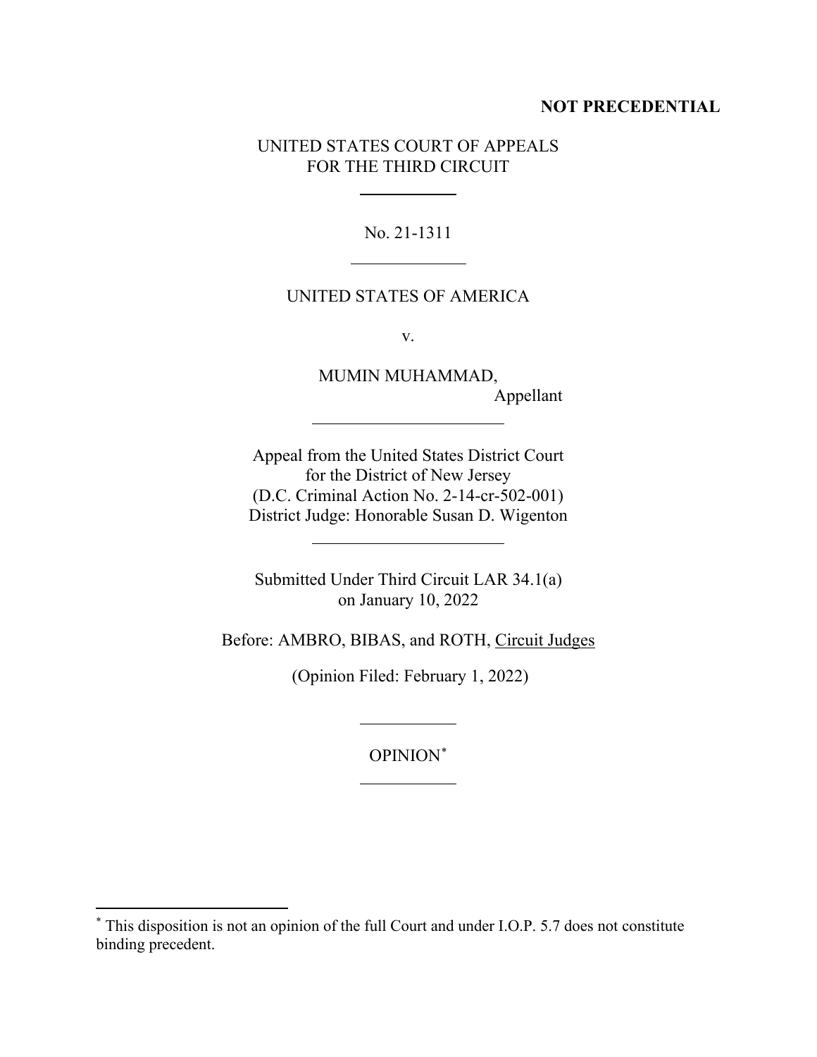**NOT PRECEDENTIAL**

UNITED STATES COURT OF APPEALS
FOR THE THIRD CIRCUIT

---

No. 21-1311

---

UNITED STATES OF AMERICA

v.

MUMIN MUHAMMAD,
Appellant

---

Appeal from the United States District Court
for the District of New Jersey
(D.C. Criminal Action No. 2-14-cr-502-001)
District Judge: Honorable Susan D. Wigenton

---

Submitted Under Third Circuit LAR 34.1(a)
on January 10, 2022

Before: AMBRO, BIBAS, and ROTH, Circuit Judges

(Opinion Filed: February 1, 2022)

---

OPINION*

---

\* This disposition is not an opinion of the full Court and under I.O.P. 5.7 does not constitute binding precedent.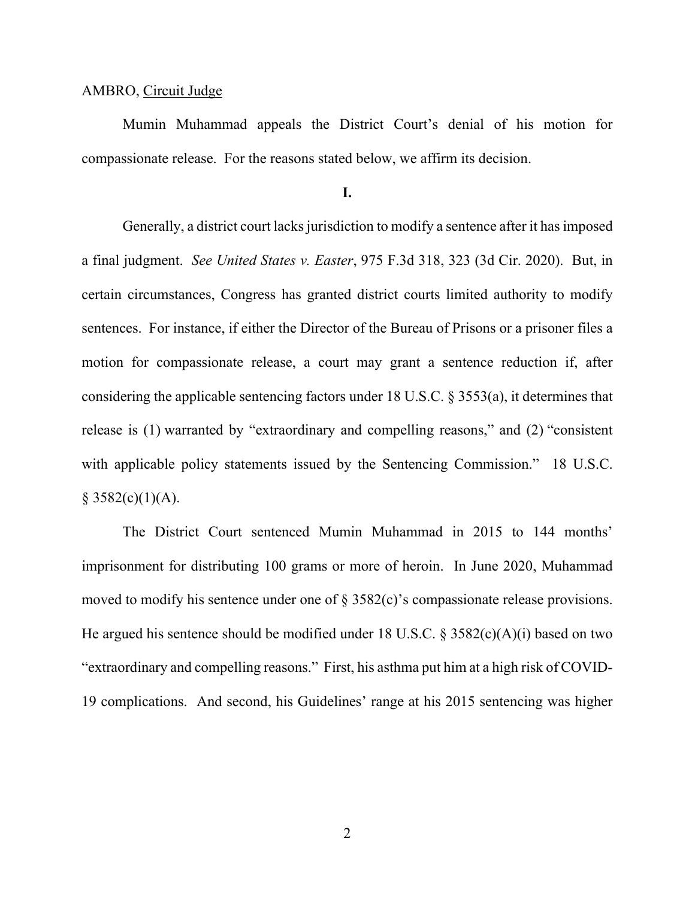AMBRO, Circuit Judge

Mumin Muhammad appeals the District Court's denial of his motion for compassionate release. For the reasons stated below, we affirm its decision.

**I.**

Generally, a district court lacks jurisdiction to modify a sentence after it has imposed a final judgment. *See United States v. Easter*, 975 F.3d 318, 323 (3d Cir. 2020). But, in certain circumstances, Congress has granted district courts limited authority to modify sentences. For instance, if either the Director of the Bureau of Prisons or a prisoner files a motion for compassionate release, a court may grant a sentence reduction if, after considering the applicable sentencing factors under 18 U.S.C. § 3553(a), it determines that release is (1) warranted by "extraordinary and compelling reasons," and (2) "consistent with applicable policy statements issued by the Sentencing Commission." 18 U.S.C. § 3582(c)(1)(A).

The District Court sentenced Mumin Muhammad in 2015 to 144 months' imprisonment for distributing 100 grams or more of heroin. In June 2020, Muhammad moved to modify his sentence under one of § 3582(c)'s compassionate release provisions. He argued his sentence should be modified under 18 U.S.C. § 3582(c)(A)(i) based on two "extraordinary and compelling reasons." First, his asthma put him at a high risk of COVID-19 complications. And second, his Guidelines' range at his 2015 sentencing was higher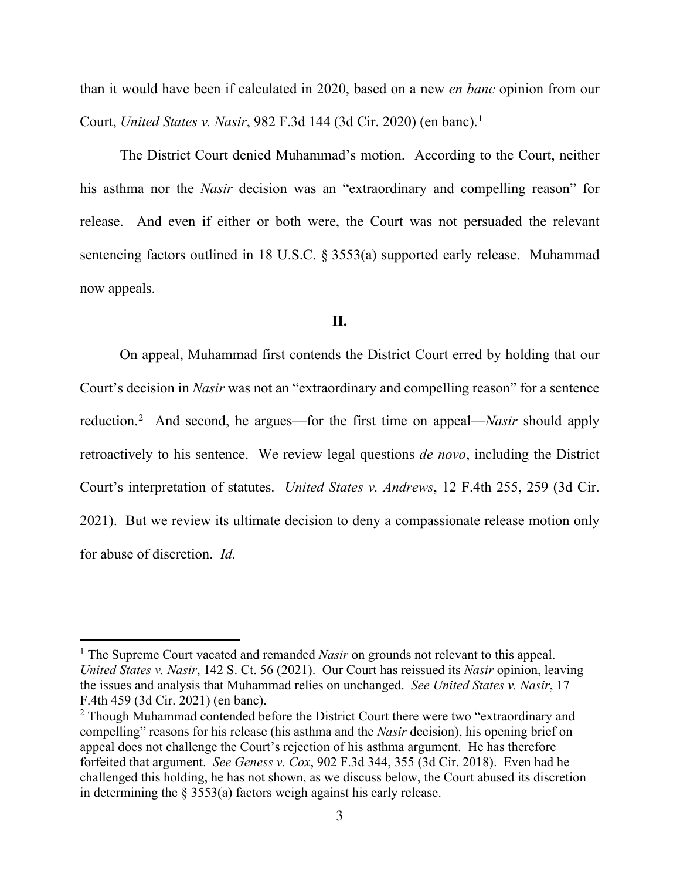than it would have been if calculated in 2020, based on a new *en banc* opinion from our Court, *United States v. Nasir*, 982 F.3d 144 (3d Cir. 2020) (en banc).[1]

The District Court denied Muhammad's motion. According to the Court, neither his asthma nor the *Nasir* decision was an "extraordinary and compelling reason" for release. And even if either or both were, the Court was not persuaded the relevant sentencing factors outlined in 18 U.S.C. § 3553(a) supported early release. Muhammad now appeals.

## II.

On appeal, Muhammad first contends the District Court erred by holding that our Court's decision in *Nasir* was not an "extraordinary and compelling reason" for a sentence reduction.[2] And second, he argues—for the first time on appeal—*Nasir* should apply retroactively to his sentence. We review legal questions *de novo*, including the District Court's interpretation of statutes. *United States v. Andrews*, 12 F.4th 255, 259 (3d Cir. 2021). But we review its ultimate decision to deny a compassionate release motion only for abuse of discretion. *Id.*

---

[1] The Supreme Court vacated and remanded *Nasir* on grounds not relevant to this appeal. *United States v. Nasir*, 142 S. Ct. 56 (2021). Our Court has reissued its *Nasir* opinion, leaving the issues and analysis that Muhammad relies on unchanged. *See United States v. Nasir*, 17 F.4th 459 (3d Cir. 2021) (en banc).

[2] Though Muhammad contended before the District Court there were two "extraordinary and compelling" reasons for his release (his asthma and the *Nasir* decision), his opening brief on appeal does not challenge the Court's rejection of his asthma argument. He has therefore forfeited that argument. *See Geness v. Cox*, 902 F.3d 344, 355 (3d Cir. 2018). Even had he challenged this holding, he has not shown, as we discuss below, the Court abused its discretion in determining the § 3553(a) factors weigh against his early release.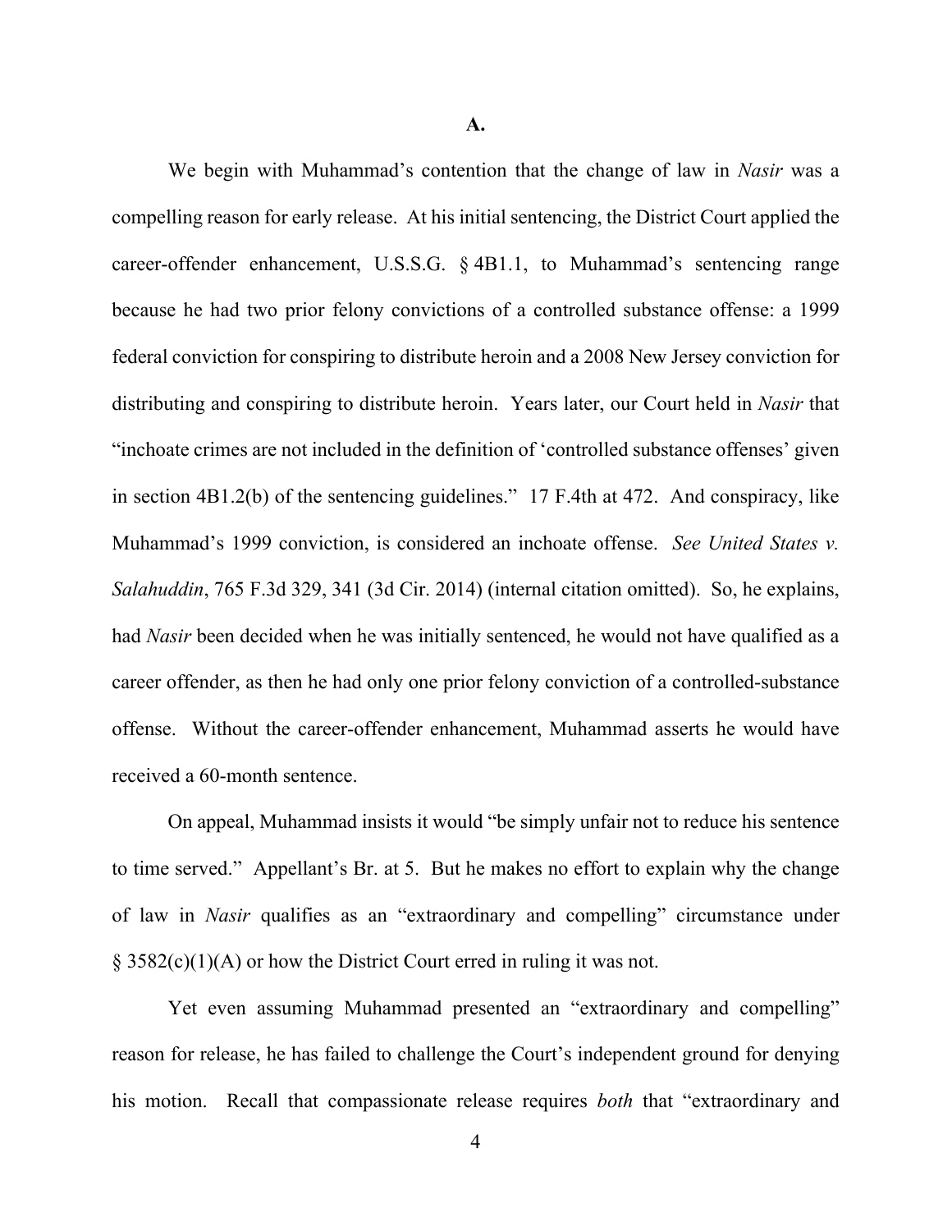### A.

We begin with Muhammad's contention that the change of law in *Nasir* was a compelling reason for early release. At his initial sentencing, the District Court applied the career-offender enhancement, U.S.S.G. § 4B1.1, to Muhammad's sentencing range because he had two prior felony convictions of a controlled substance offense: a 1999 federal conviction for conspiring to distribute heroin and a 2008 New Jersey conviction for distributing and conspiring to distribute heroin. Years later, our Court held in *Nasir* that "inchoate crimes are not included in the definition of 'controlled substance offenses' given in section 4B1.2(b) of the sentencing guidelines." 17 F.4th at 472. And conspiracy, like Muhammad's 1999 conviction, is considered an inchoate offense. *See United States v. Salahuddin*, 765 F.3d 329, 341 (3d Cir. 2014) (internal citation omitted). So, he explains, had *Nasir* been decided when he was initially sentenced, he would not have qualified as a career offender, as then he had only one prior felony conviction of a controlled-substance offense. Without the career-offender enhancement, Muhammad asserts he would have received a 60-month sentence.

On appeal, Muhammad insists it would "be simply unfair not to reduce his sentence to time served." Appellant's Br. at 5. But he makes no effort to explain why the change of law in *Nasir* qualifies as an "extraordinary and compelling" circumstance under § 3582(c)(1)(A) or how the District Court erred in ruling it was not.

Yet even assuming Muhammad presented an "extraordinary and compelling" reason for release, he has failed to challenge the Court's independent ground for denying his motion. Recall that compassionate release requires *both* that "extraordinary and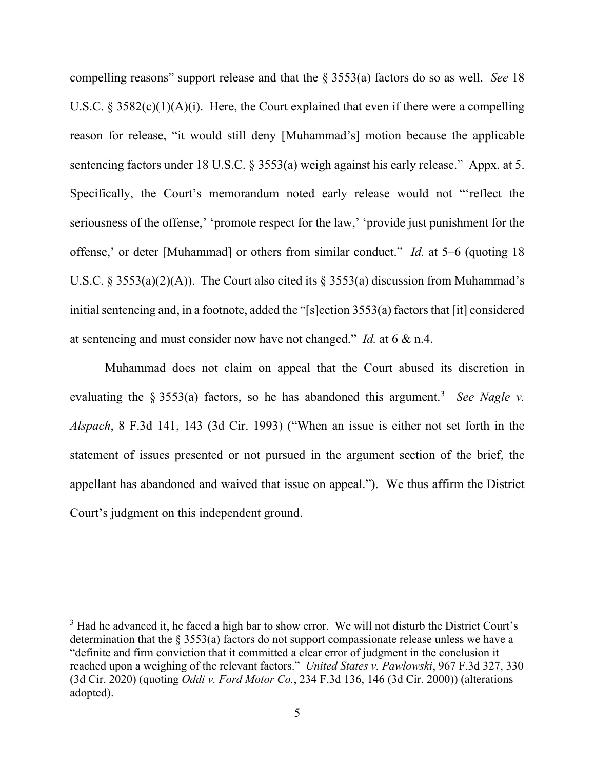compelling reasons" support release and that the § 3553(a) factors do so as well. *See* 18 U.S.C. § 3582(c)(1)(A)(i). Here, the Court explained that even if there were a compelling reason for release, "it would still deny [Muhammad's] motion because the applicable sentencing factors under 18 U.S.C. § 3553(a) weigh against his early release." Appx. at 5. Specifically, the Court's memorandum noted early release would not "'reflect the seriousness of the offense,' 'promote respect for the law,' 'provide just punishment for the offense,' or deter [Muhammad] or others from similar conduct." *Id.* at 5–6 (quoting 18 U.S.C. § 3553(a)(2)(A)). The Court also cited its § 3553(a) discussion from Muhammad's initial sentencing and, in a footnote, added the "[s]ection 3553(a) factors that [it] considered at sentencing and must consider now have not changed." *Id.* at 6 & n.4.

Muhammad does not claim on appeal that the Court abused its discretion in evaluating the § 3553(a) factors, so he has abandoned this argument.[3] *See Nagle v. Alspach*, 8 F.3d 141, 143 (3d Cir. 1993) ("When an issue is either not set forth in the statement of issues presented or not pursued in the argument section of the brief, the appellant has abandoned and waived that issue on appeal."). We thus affirm the District Court's judgment on this independent ground.

---

[3] Had he advanced it, he faced a high bar to show error. We will not disturb the District Court's determination that the § 3553(a) factors do not support compassionate release unless we have a "definite and firm conviction that it committed a clear error of judgment in the conclusion it reached upon a weighing of the relevant factors." *United States v. Pawlowski*, 967 F.3d 327, 330 (3d Cir. 2020) (quoting *Oddi v. Ford Motor Co.*, 234 F.3d 136, 146 (3d Cir. 2000)) (alterations adopted).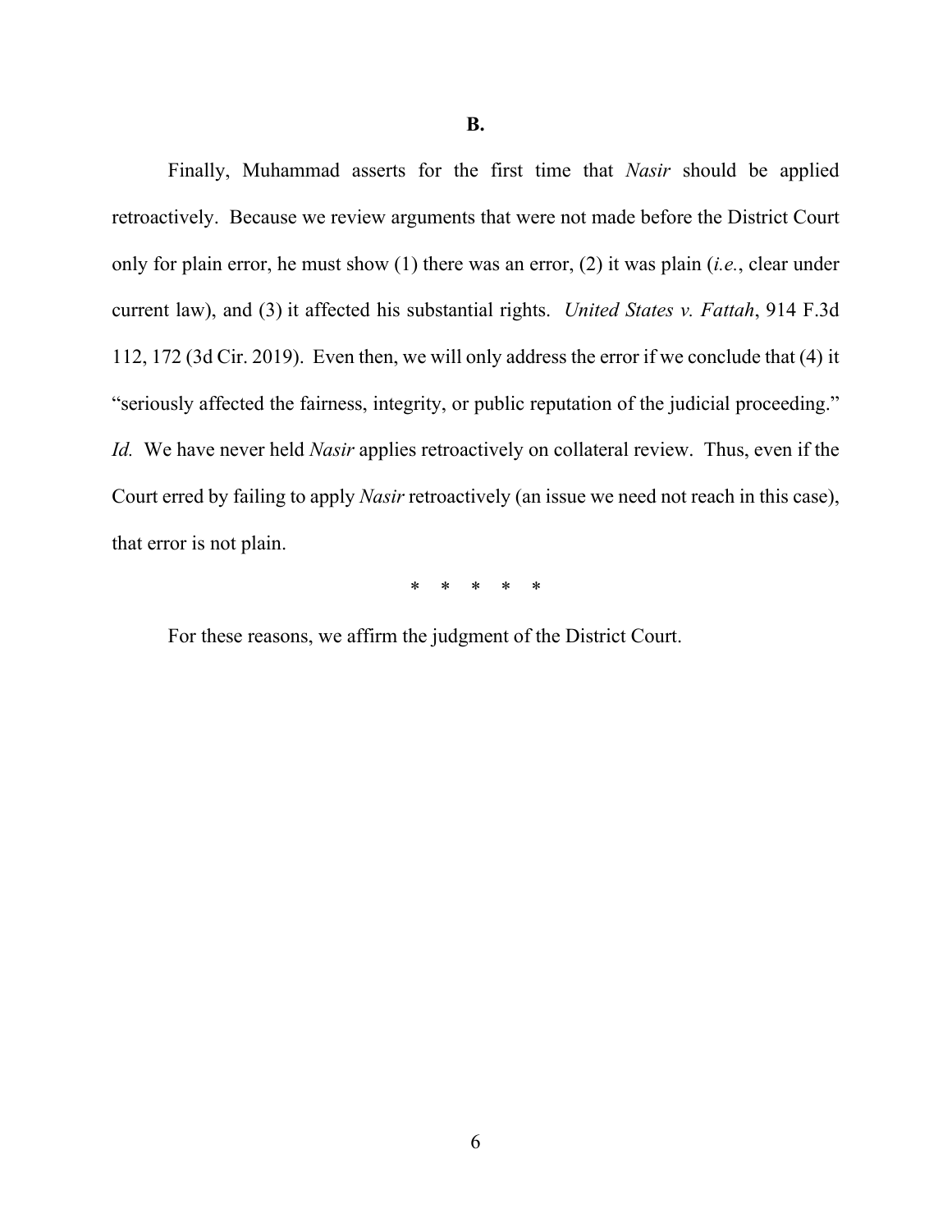### B.

Finally, Muhammad asserts for the first time that *Nasir* should be applied retroactively. Because we review arguments that were not made before the District Court only for plain error, he must show (1) there was an error, (2) it was plain (*i.e.*, clear under current law), and (3) it affected his substantial rights. *United States v. Fattah*, 914 F.3d 112, 172 (3d Cir. 2019). Even then, we will only address the error if we conclude that (4) it "seriously affected the fairness, integrity, or public reputation of the judicial proceeding." *Id.* We have never held *Nasir* applies retroactively on collateral review. Thus, even if the Court erred by failing to apply *Nasir* retroactively (an issue we need not reach in this case), that error is not plain.

\* \* \* \* \*

For these reasons, we affirm the judgment of the District Court.